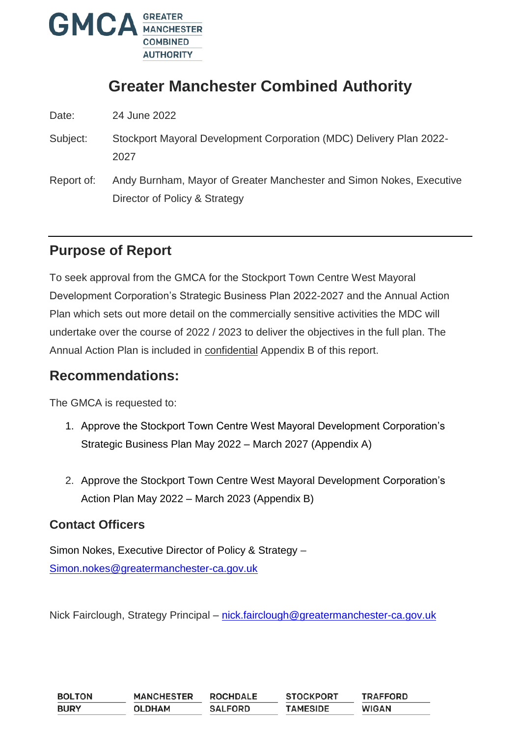# Greater Manchester Combined Authority

Date: 24 June 2022

Subject: Stockport Mayoral Development Corporation (MDC) Delivery Plan 2022-2027

Report of: Andy Burnham, Mayor of Greater Manchester and Simon Nokes, Executive Director of Policy & Strategy

## Purpose of Report

To seek approval from the GMCA for the Stockport Town Centre West Mayoral Development Corporation's Strategic Business Plan 2022-2027 and the Annual Action Plan which sets out more detail on the commercially sensitive activities the MDC will undertake over the course of 2022 / 2023 to deliver the objectives in the full plan. The Annual Action Plan is included in confidential Appendix B of this report.

## Recommendations:

The GMCA is requested to:

1. Approve the Stockport Town Centre West Mayoral Development Corporation's Strategic Business Plan May 2022 – March 2027 (Appendix A)

2. Approve the Stockport Town Centre West Mayoral Development Corporation's Action Plan May 2022 – March 2023 (Appendix B)

### Contact Officers

Simon Nokes, Executive Director of Policy & Strategy – Simon.nokes@greatermanchester-ca.gov.uk

Nick Fairclough, Strategy Principal – nick.fairclough@greatermanchester-ca.gov.uk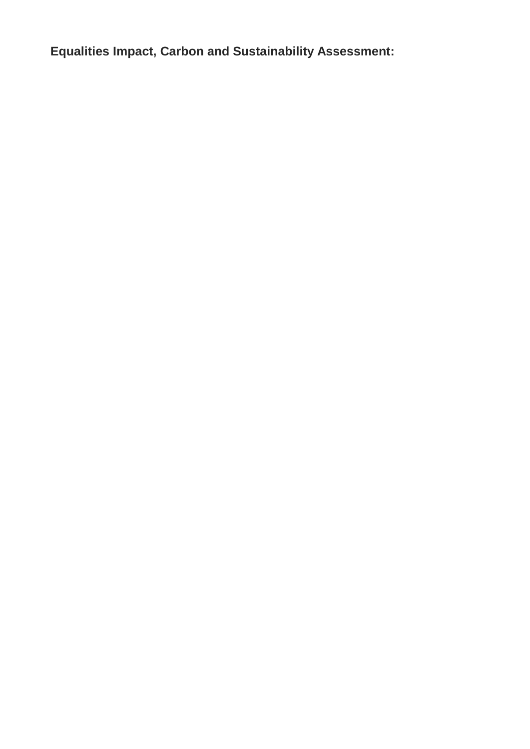**Equalities Impact, Carbon and Sustainability Assessment:**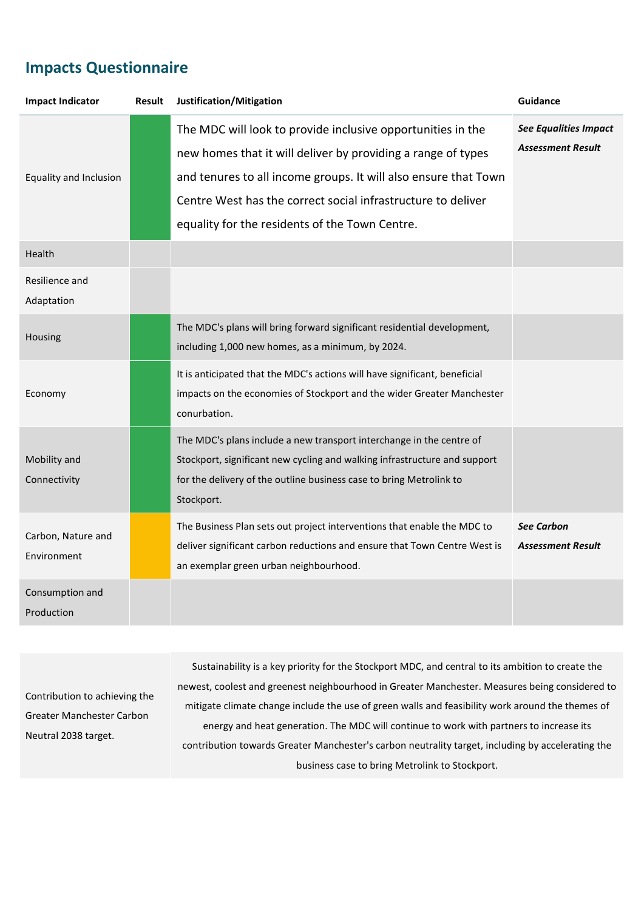## Impacts Questionnaire

| Impact Indicator | Result | Justification/Mitigation | Guidance |
|---|---|---|---|
| Equality and Inclusion | | The MDC will look to provide inclusive opportunities in the new homes that it will deliver by providing a range of types and tenures to all income groups. It will also ensure that Town Centre West has the correct social infrastructure to deliver equality for the residents of the Town Centre. | ***See Equalities Impact Assessment Result*** |
| Health | | | |
| Resilience and Adaptation | | | |
| Housing | | The MDC's plans will bring forward significant residential development, including 1,000 new homes, as a minimum, by 2024. | |
| Economy | | It is anticipated that the MDC's actions will have significant, beneficial impacts on the economies of Stockport and the wider Greater Manchester conurbation. | |
| Mobility and Connectivity | | The MDC's plans include a new transport interchange in the centre of Stockport, significant new cycling and walking infrastructure and support for the delivery of the outline business case to bring Metrolink to Stockport. | |
| Carbon, Nature and Environment | | The Business Plan sets out project interventions that enable the MDC to deliver significant carbon reductions and ensure that Town Centre West is an exemplar green urban neighbourhood. | ***See Carbon Assessment Result*** |
| Consumption and Production | | | |

| | |
|---|---|
| Contribution to achieving the Greater Manchester Carbon Neutral 2038 target. | Sustainability is a key priority for the Stockport MDC, and central to its ambition to create the newest, coolest and greenest neighbourhood in Greater Manchester. Measures being considered to mitigate climate change include the use of green walls and feasibility work around the themes of energy and heat generation. The MDC will continue to work with partners to increase its contribution towards Greater Manchester's carbon neutrality target, including by accelerating the business case to bring Metrolink to Stockport. |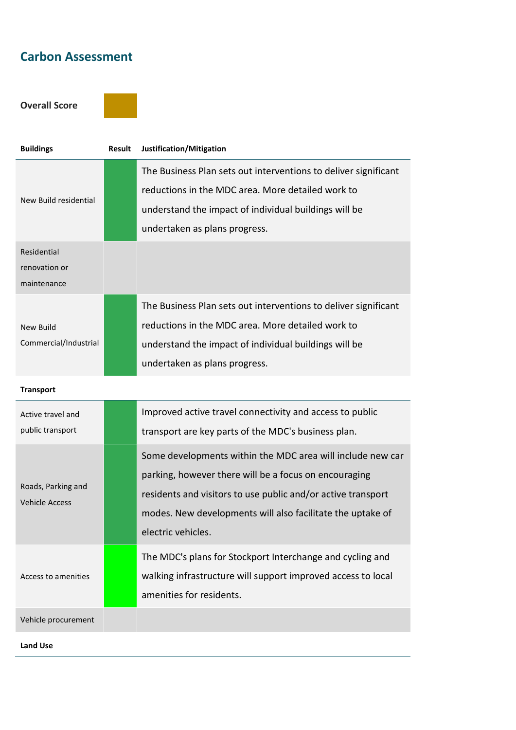## Carbon Assessment

**Overall Score**

| Buildings | Result | Justification/Mitigation |
|---|---|---|
| New Build residential | | The Business Plan sets out interventions to deliver significant reductions in the MDC area. More detailed work to understand the impact of individual buildings will be undertaken as plans progress. |
| Residential renovation or maintenance | | |
| New Build Commercial/Industrial | | The Business Plan sets out interventions to deliver significant reductions in the MDC area. More detailed work to understand the impact of individual buildings will be undertaken as plans progress. |
| **Transport** | | |
| Active travel and public transport | | Improved active travel connectivity and access to public transport are key parts of the MDC's business plan. |
| Roads, Parking and Vehicle Access | | Some developments within the MDC area will include new car parking, however there will be a focus on encouraging residents and visitors to use public and/or active transport modes. New developments will also facilitate the uptake of electric vehicles. |
| Access to amenities | | The MDC's plans for Stockport Interchange and cycling and walking infrastructure will support improved access to local amenities for residents. |
| Vehicle procurement | | |
| **Land Use** | | |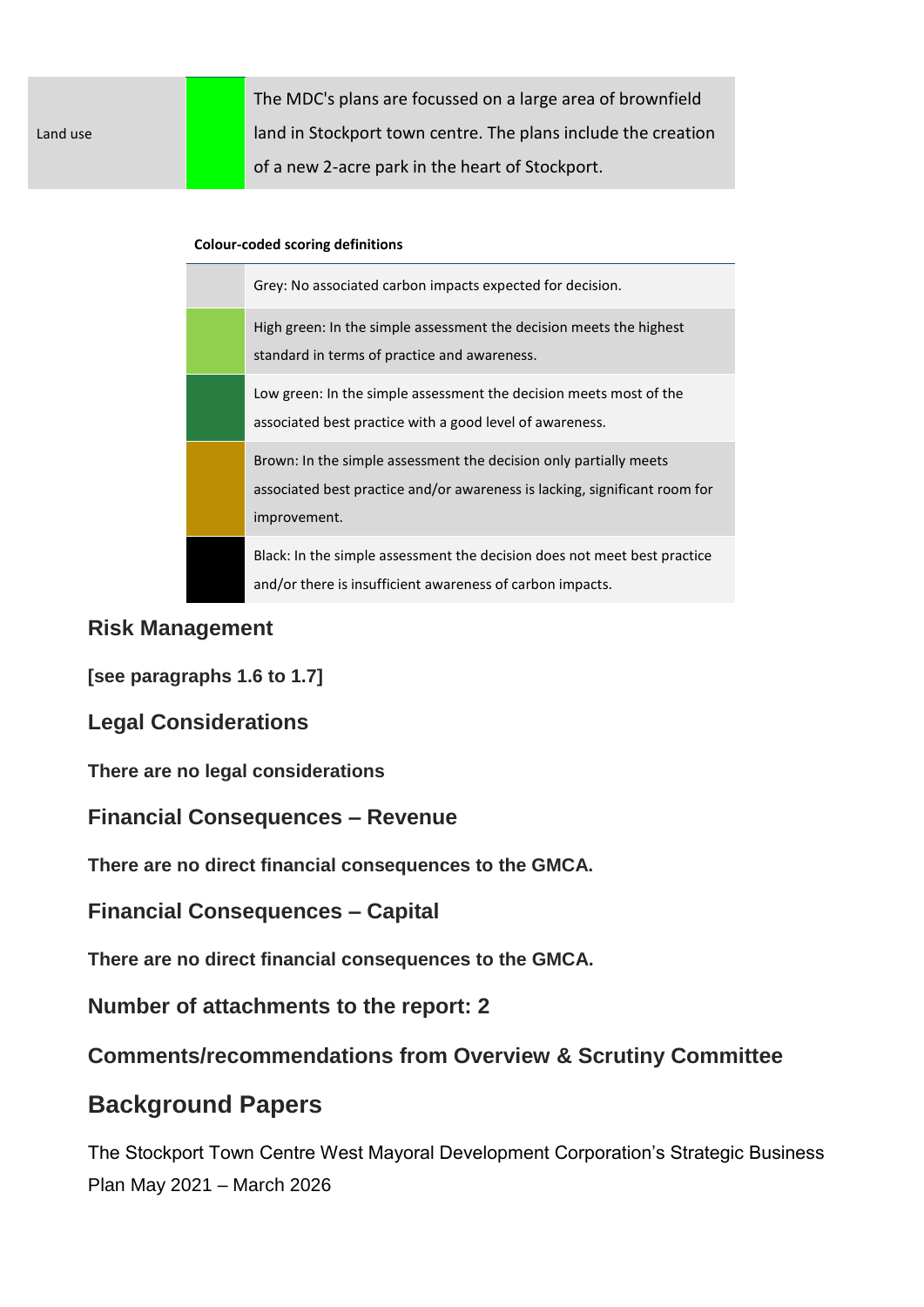| Land use | | The MDC's plans are focussed on a large area of brownfield land in Stockport town centre. The plans include the creation of a new 2-acre park in the heart of Stockport. |
|---|---|---|

**Colour-coded scoring definitions**

| | |
|---|---|
| | Grey: No associated carbon impacts expected for decision. |
| | High green: In the simple assessment the decision meets the highest standard in terms of practice and awareness. |
| | Low green: In the simple assessment the decision meets most of the associated best practice with a good level of awareness. |
| | Brown: In the simple assessment the decision only partially meets associated best practice and/or awareness is lacking, significant room for improvement. |
| | Black: In the simple assessment the decision does not meet best practice and/or there is insufficient awareness of carbon impacts. |

## Risk Management

**[see paragraphs 1.6 to 1.7]**

## Legal Considerations

**There are no legal considerations**

## Financial Consequences – Revenue

**There are no direct financial consequences to the GMCA.**

## Financial Consequences – Capital

**There are no direct financial consequences to the GMCA.**

## Number of attachments to the report: 2

## Comments/recommendations from Overview & Scrutiny Committee

# Background Papers

The Stockport Town Centre West Mayoral Development Corporation's Strategic Business Plan May 2021 – March 2026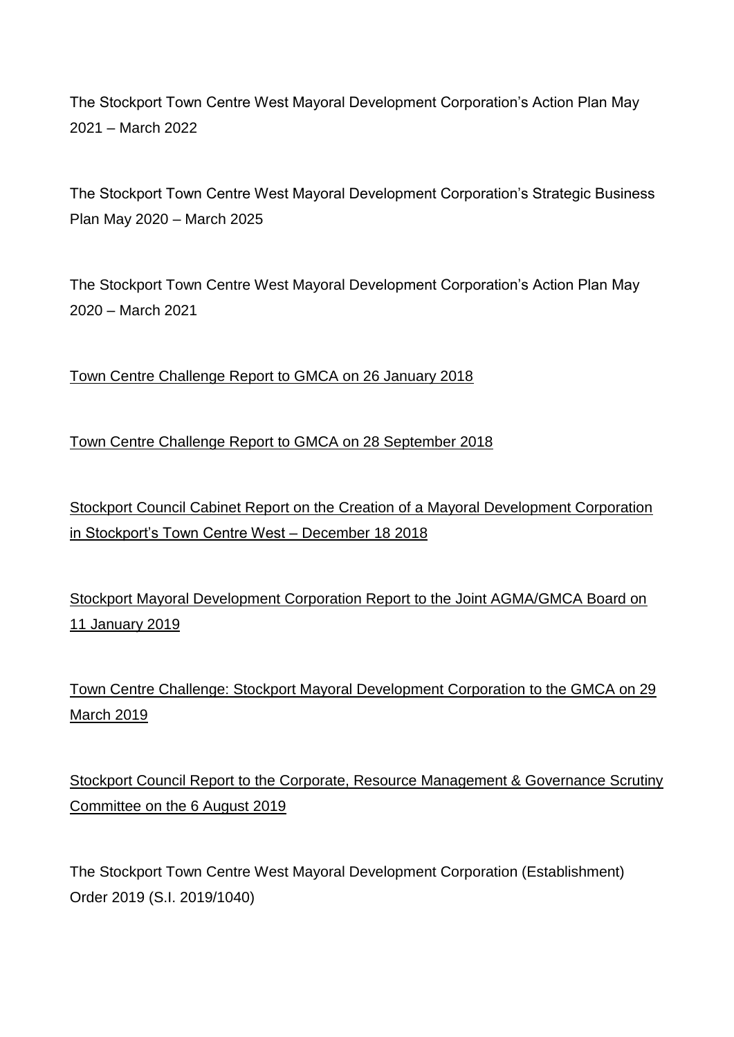The Stockport Town Centre West Mayoral Development Corporation's Action Plan May 2021 – March 2022

The Stockport Town Centre West Mayoral Development Corporation's Strategic Business Plan May 2020 – March 2025

The Stockport Town Centre West Mayoral Development Corporation's Action Plan May 2020 – March 2021

Town Centre Challenge Report to GMCA on 26 January 2018

Town Centre Challenge Report to GMCA on 28 September 2018

Stockport Council Cabinet Report on the Creation of a Mayoral Development Corporation in Stockport's Town Centre West – December 18 2018

Stockport Mayoral Development Corporation Report to the Joint AGMA/GMCA Board on 11 January 2019

Town Centre Challenge: Stockport Mayoral Development Corporation to the GMCA on 29 March 2019

Stockport Council Report to the Corporate, Resource Management & Governance Scrutiny Committee on the 6 August 2019

The Stockport Town Centre West Mayoral Development Corporation (Establishment) Order 2019 (S.I. 2019/1040)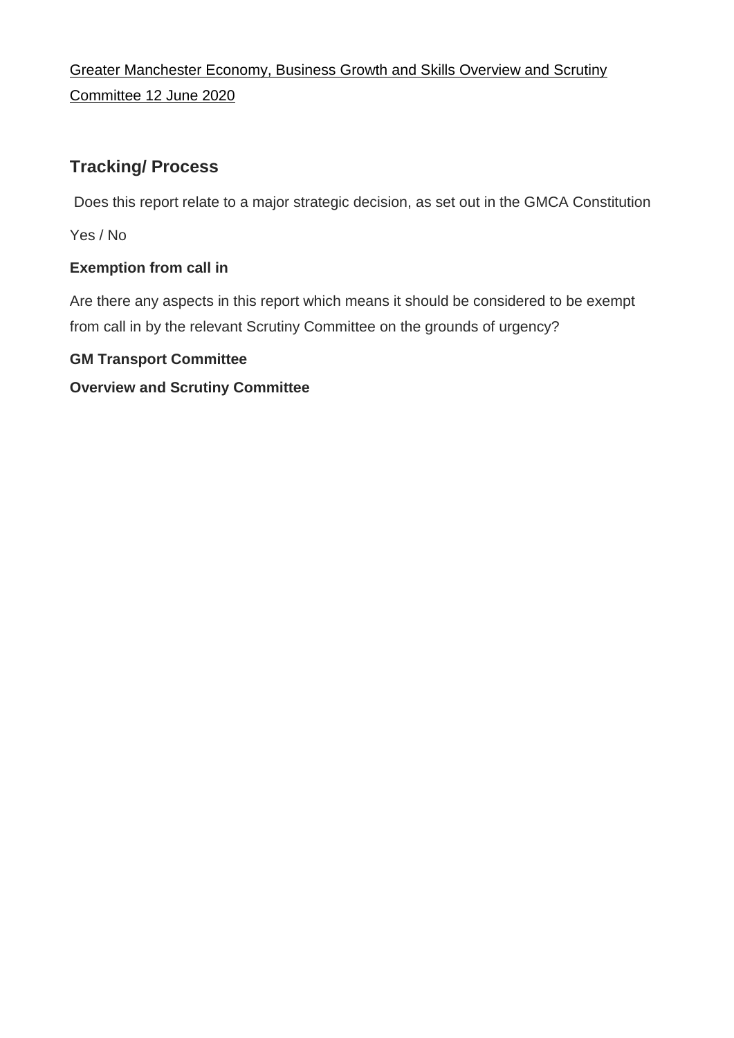Greater Manchester Economy, Business Growth and Skills Overview and Scrutiny Committee 12 June 2020

## Tracking/ Process

Does this report relate to a major strategic decision, as set out in the GMCA Constitution

Yes / No

**Exemption from call in**

Are there any aspects in this report which means it should be considered to be exempt from call in by the relevant Scrutiny Committee on the grounds of urgency?

**GM Transport Committee**

**Overview and Scrutiny Committee**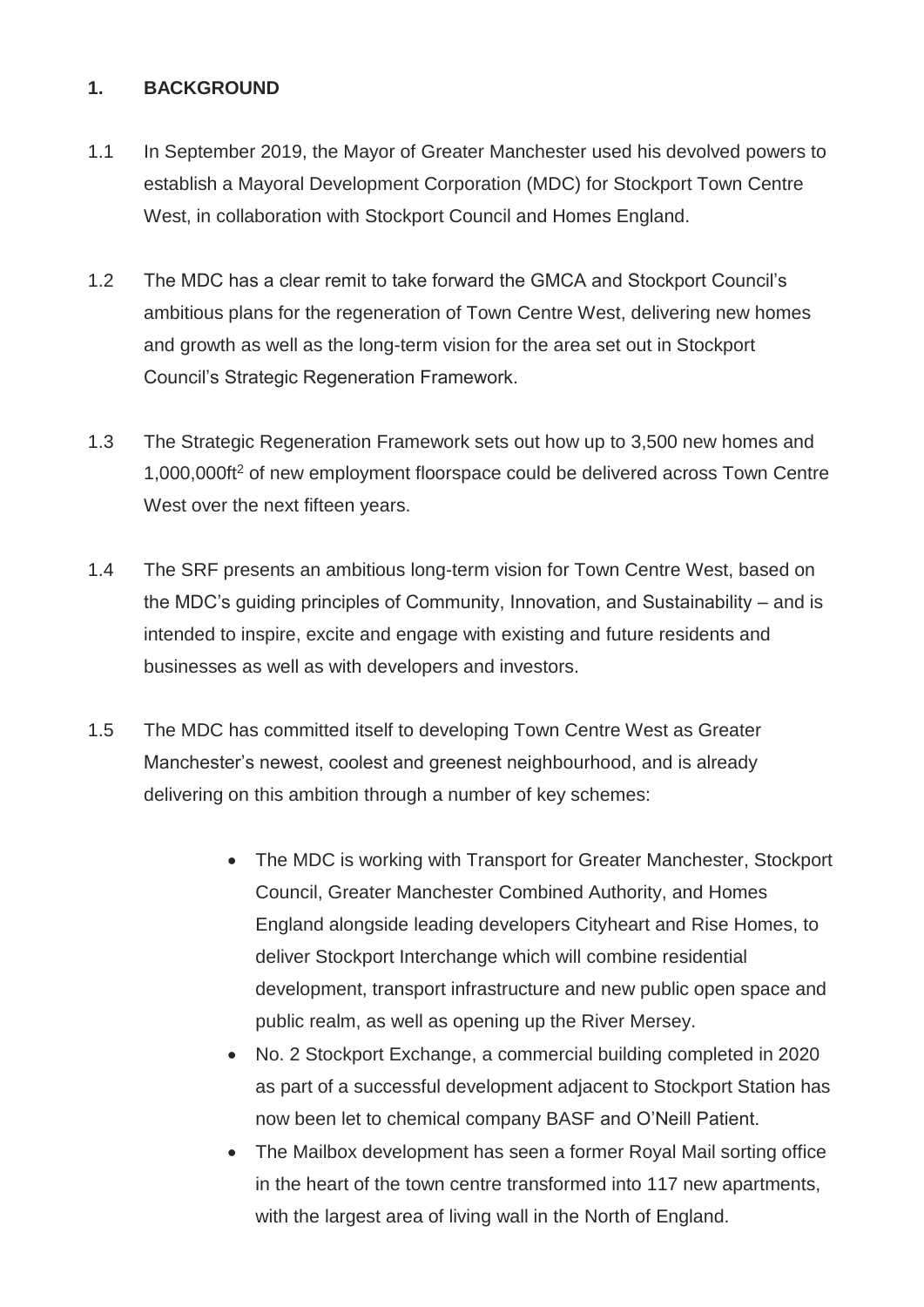## 1. BACKGROUND

1.1 In September 2019, the Mayor of Greater Manchester used his devolved powers to establish a Mayoral Development Corporation (MDC) for Stockport Town Centre West, in collaboration with Stockport Council and Homes England.

1.2 The MDC has a clear remit to take forward the GMCA and Stockport Council's ambitious plans for the regeneration of Town Centre West, delivering new homes and growth as well as the long-term vision for the area set out in Stockport Council's Strategic Regeneration Framework.

1.3 The Strategic Regeneration Framework sets out how up to 3,500 new homes and 1,000,000ft$^2$ of new employment floorspace could be delivered across Town Centre West over the next fifteen years.

1.4 The SRF presents an ambitious long-term vision for Town Centre West, based on the MDC's guiding principles of Community, Innovation, and Sustainability – and is intended to inspire, excite and engage with existing and future residents and businesses as well as with developers and investors.

1.5 The MDC has committed itself to developing Town Centre West as Greater Manchester's newest, coolest and greenest neighbourhood, and is already delivering on this ambition through a number of key schemes:

- The MDC is working with Transport for Greater Manchester, Stockport Council, Greater Manchester Combined Authority, and Homes England alongside leading developers Cityheart and Rise Homes, to deliver Stockport Interchange which will combine residential development, transport infrastructure and new public open space and public realm, as well as opening up the River Mersey.
- No. 2 Stockport Exchange, a commercial building completed in 2020 as part of a successful development adjacent to Stockport Station has now been let to chemical company BASF and O'Neill Patient.
- The Mailbox development has seen a former Royal Mail sorting office in the heart of the town centre transformed into 117 new apartments, with the largest area of living wall in the North of England.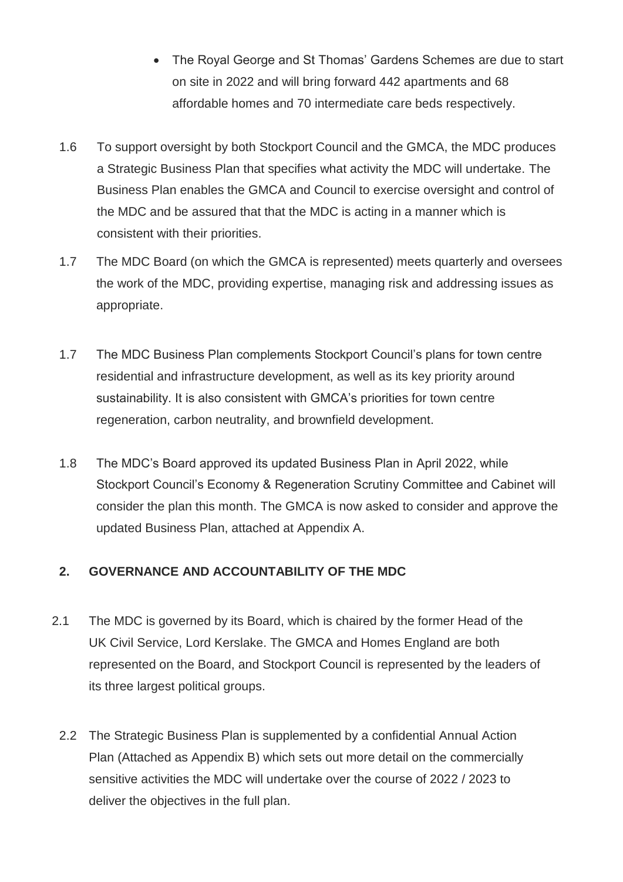- The Royal George and St Thomas' Gardens Schemes are due to start on site in 2022 and will bring forward 442 apartments and 68 affordable homes and 70 intermediate care beds respectively.

1.6 To support oversight by both Stockport Council and the GMCA, the MDC produces a Strategic Business Plan that specifies what activity the MDC will undertake. The Business Plan enables the GMCA and Council to exercise oversight and control of the MDC and be assured that that the MDC is acting in a manner which is consistent with their priorities.

1.7 The MDC Board (on which the GMCA is represented) meets quarterly and oversees the work of the MDC, providing expertise, managing risk and addressing issues as appropriate.

1.7 The MDC Business Plan complements Stockport Council's plans for town centre residential and infrastructure development, as well as its key priority around sustainability. It is also consistent with GMCA's priorities for town centre regeneration, carbon neutrality, and brownfield development.

1.8 The MDC's Board approved its updated Business Plan in April 2022, while Stockport Council's Economy & Regeneration Scrutiny Committee and Cabinet will consider the plan this month. The GMCA is now asked to consider and approve the updated Business Plan, attached at Appendix A.

## 2. GOVERNANCE AND ACCOUNTABILITY OF THE MDC

2.1 The MDC is governed by its Board, which is chaired by the former Head of the UK Civil Service, Lord Kerslake. The GMCA and Homes England are both represented on the Board, and Stockport Council is represented by the leaders of its three largest political groups.

2.2 The Strategic Business Plan is supplemented by a confidential Annual Action Plan (Attached as Appendix B) which sets out more detail on the commercially sensitive activities the MDC will undertake over the course of 2022 / 2023 to deliver the objectives in the full plan.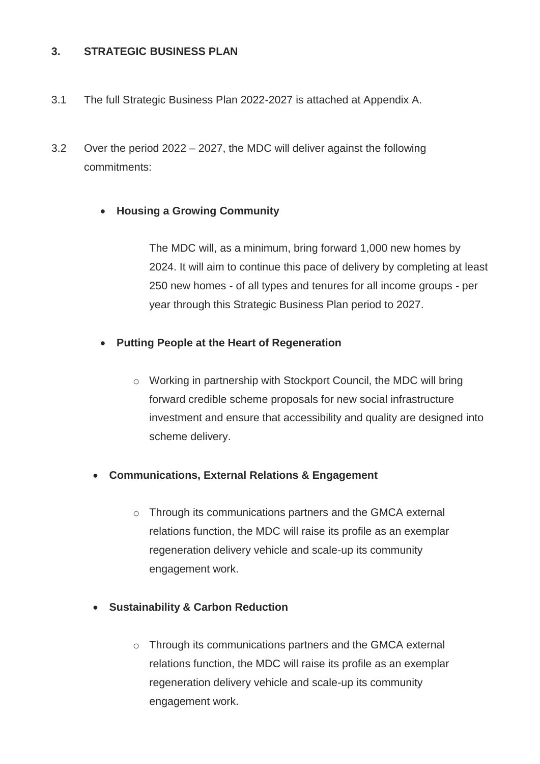### 3. STRATEGIC BUSINESS PLAN

3.1 The full Strategic Business Plan 2022-2027 is attached at Appendix A.

3.2 Over the period 2022 – 2027, the MDC will deliver against the following commitments:

- **Housing a Growing Community**

  The MDC will, as a minimum, bring forward 1,000 new homes by 2024. It will aim to continue this pace of delivery by completing at least 250 new homes - of all types and tenures for all income groups - per year through this Strategic Business Plan period to 2027.

- **Putting People at the Heart of Regeneration**
  - Working in partnership with Stockport Council, the MDC will bring forward credible scheme proposals for new social infrastructure investment and ensure that accessibility and quality are designed into scheme delivery.

- **Communications, External Relations & Engagement**
  - Through its communications partners and the GMCA external relations function, the MDC will raise its profile as an exemplar regeneration delivery vehicle and scale-up its community engagement work.

- **Sustainability & Carbon Reduction**
  - Through its communications partners and the GMCA external relations function, the MDC will raise its profile as an exemplar regeneration delivery vehicle and scale-up its community engagement work.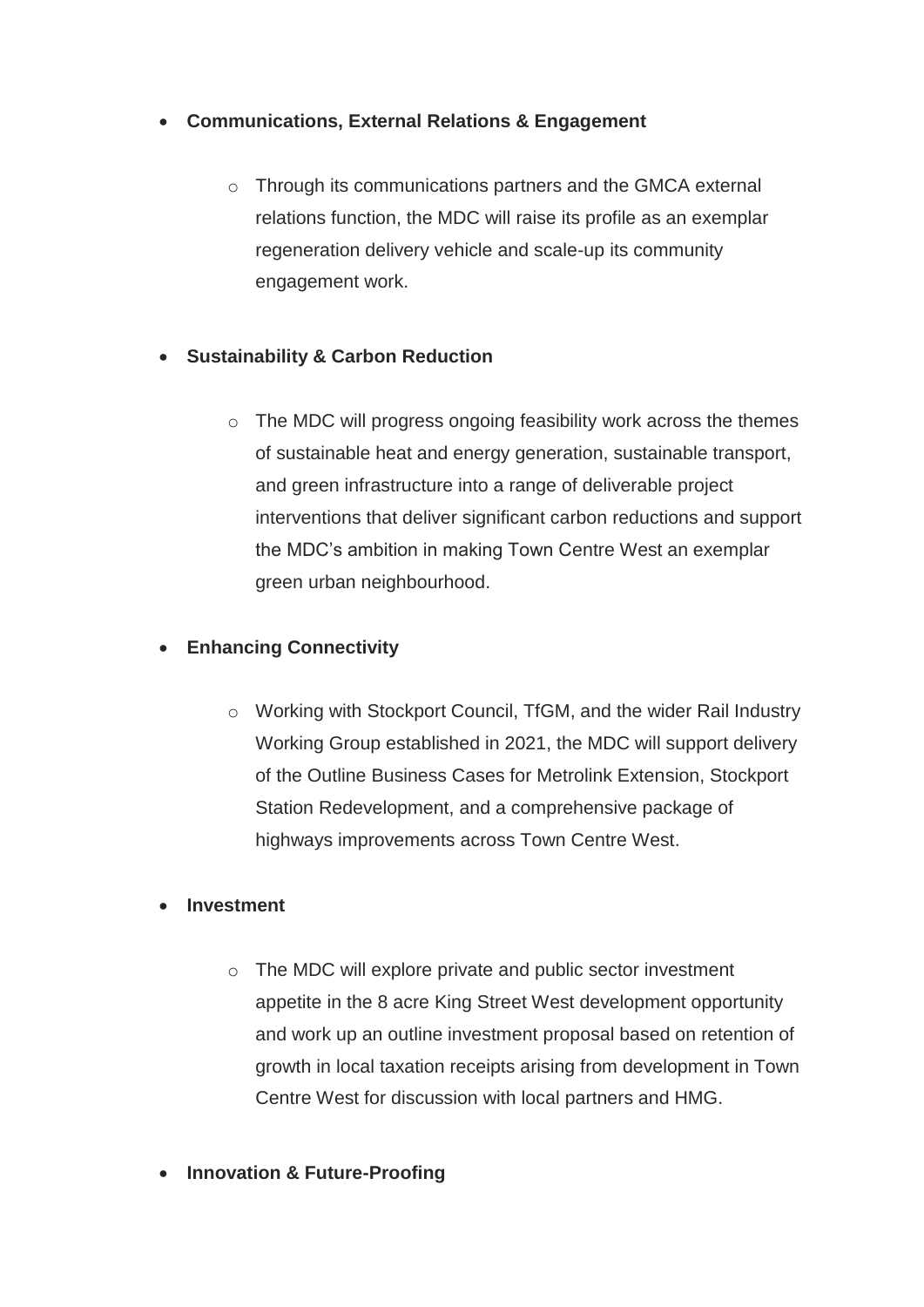- **Communications, External Relations & Engagement**

  - Through its communications partners and the GMCA external relations function, the MDC will raise its profile as an exemplar regeneration delivery vehicle and scale-up its community engagement work.

- **Sustainability & Carbon Reduction**

  - The MDC will progress ongoing feasibility work across the themes of sustainable heat and energy generation, sustainable transport, and green infrastructure into a range of deliverable project interventions that deliver significant carbon reductions and support the MDC's ambition in making Town Centre West an exemplar green urban neighbourhood.

- **Enhancing Connectivity**

  - Working with Stockport Council, TfGM, and the wider Rail Industry Working Group established in 2021, the MDC will support delivery of the Outline Business Cases for Metrolink Extension, Stockport Station Redevelopment, and a comprehensive package of highways improvements across Town Centre West.

- **Investment**

  - The MDC will explore private and public sector investment appetite in the 8 acre King Street West development opportunity and work up an outline investment proposal based on retention of growth in local taxation receipts arising from development in Town Centre West for discussion with local partners and HMG.

- **Innovation & Future-Proofing**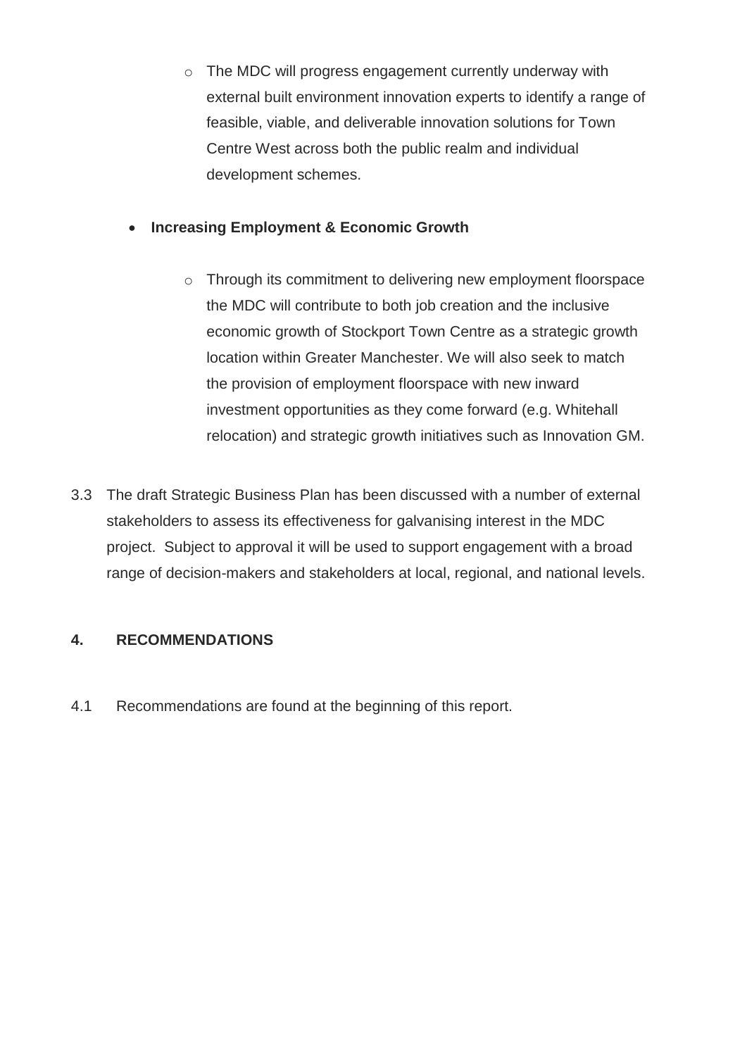- The MDC will progress engagement currently underway with external built environment innovation experts to identify a range of feasible, viable, and deliverable innovation solutions for Town Centre West across both the public realm and individual development schemes.

- **Increasing Employment & Economic Growth**

  - Through its commitment to delivering new employment floorspace the MDC will contribute to both job creation and the inclusive economic growth of Stockport Town Centre as a strategic growth location within Greater Manchester. We will also seek to match the provision of employment floorspace with new inward investment opportunities as they come forward (e.g. Whitehall relocation) and strategic growth initiatives such as Innovation GM.

3.3 The draft Strategic Business Plan has been discussed with a number of external stakeholders to assess its effectiveness for galvanising interest in the MDC project. Subject to approval it will be used to support engagement with a broad range of decision-makers and stakeholders at local, regional, and national levels.

## 4. RECOMMENDATIONS

4.1 Recommendations are found at the beginning of this report.